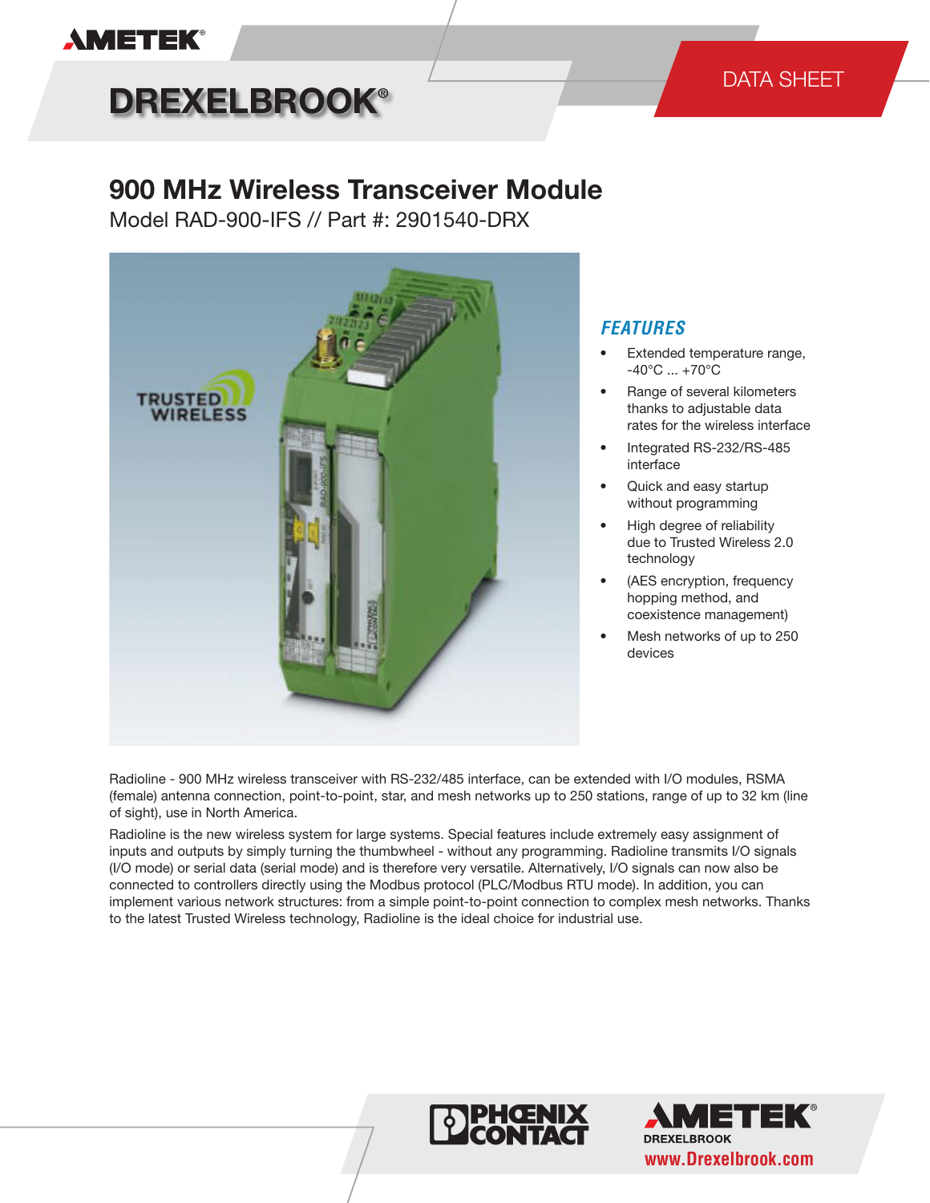AMETEK

DREXELBROOK®

DATA SHEET

# 900 MHz Wireless Transceiver Module

Model RAD-900-IFS // Part #: 2901540-DRX

## FEATURES

- Extended temperature range, -40°C ... +70°C
- Range of several kilometers thanks to adjustable data rates for the wireless interface
- Integrated RS-232/RS-485 interface
- Quick and easy startup without programming
- High degree of reliability due to Trusted Wireless 2.0 technology
- (AES encryption, frequency hopping method, and coexistence management)
- Mesh networks of up to 250 devices

Radioline - 900 MHz wireless transceiver with RS-232/485 interface, can be extended with I/O modules, RSMA (female) antenna connection, point-to-point, star, and mesh networks up to 250 stations, range of up to 32 km (line of sight), use in North America.

Radioline is the new wireless system for large systems. Special features include extremely easy assignment of inputs and outputs by simply turning the thumbwheel - without any programming. Radioline transmits I/O signals (I/O mode) or serial data (serial mode) and is therefore very versatile. Alternatively, I/O signals can now also be connected to controllers directly using the Modbus protocol (PLC/Modbus RTU mode). In addition, you can implement various network structures: from a simple point-to-point connection to complex mesh networks. Thanks to the latest Trusted Wireless technology, Radioline is the ideal choice for industrial use.

PHOENIX CONTACT

AMETEK DREXELBROOK

www.Drexelbrook.com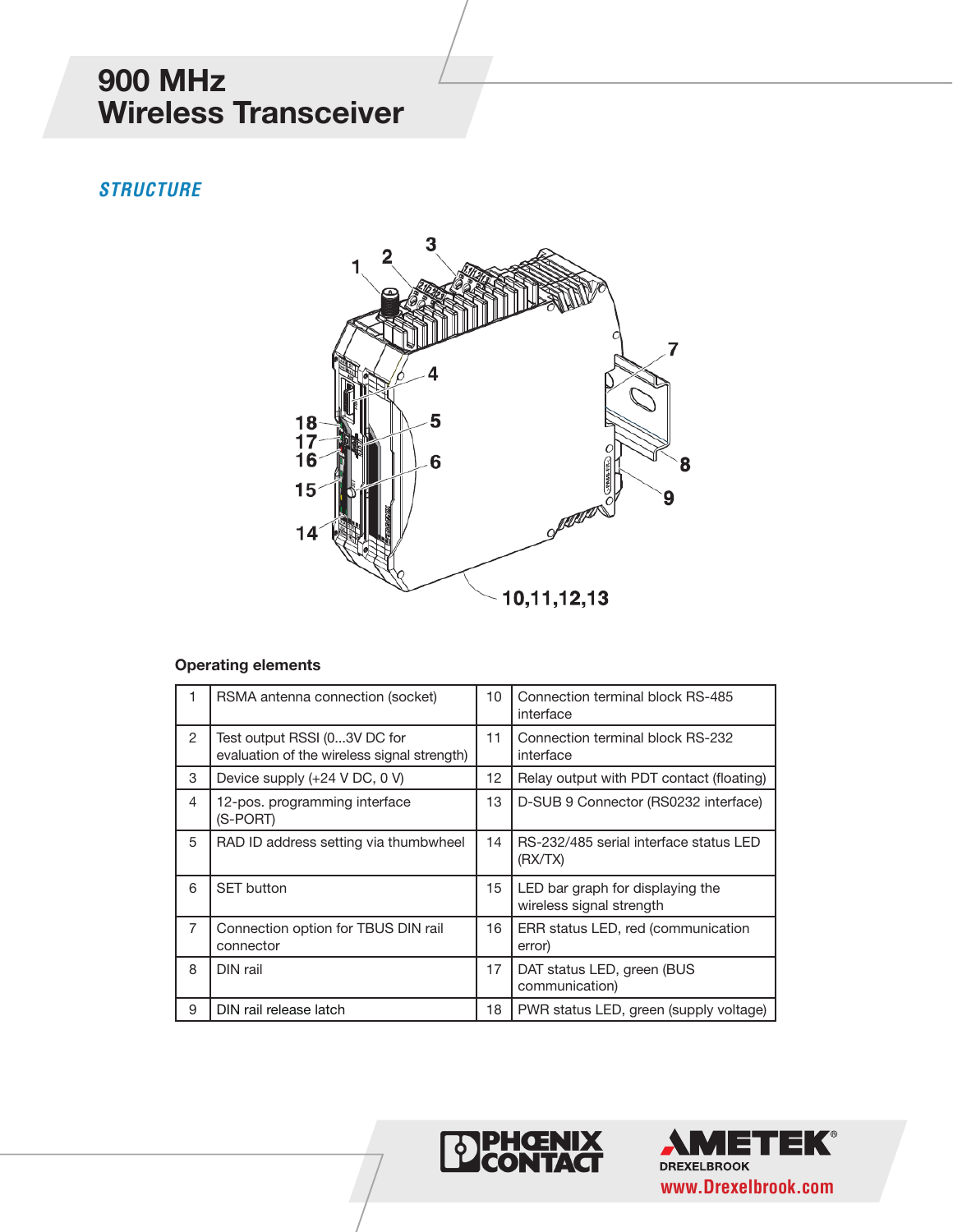# 900 MHz Wireless Transceiver

## STRUCTURE

### Operating elements

| | | | |
|---|---|---|---|
| 1 | RSMA antenna connection (socket) | 10 | Connection terminal block RS-485 interface |
| 2 | Test output RSSI (0...3V DC for evaluation of the wireless signal strength) | 11 | Connection terminal block RS-232 interface |
| 3 | Device supply (+24 V DC, 0 V) | 12 | Relay output with PDT contact (floating) |
| 4 | 12-pos. programming interface (S-PORT) | 13 | D-SUB 9 Connector (RS0232 interface) |
| 5 | RAD ID address setting via thumbwheel | 14 | RS-232/485 serial interface status LED (RX/TX) |
| 6 | SET button | 15 | LED bar graph for displaying the wireless signal strength |
| 7 | Connection option for TBUS DIN rail connector | 16 | ERR status LED, red (communication error) |
| 8 | DIN rail | 17 | DAT status LED, green (BUS communication) |
| 9 | DIN rail release latch | 18 | PWR status LED, green (supply voltage) |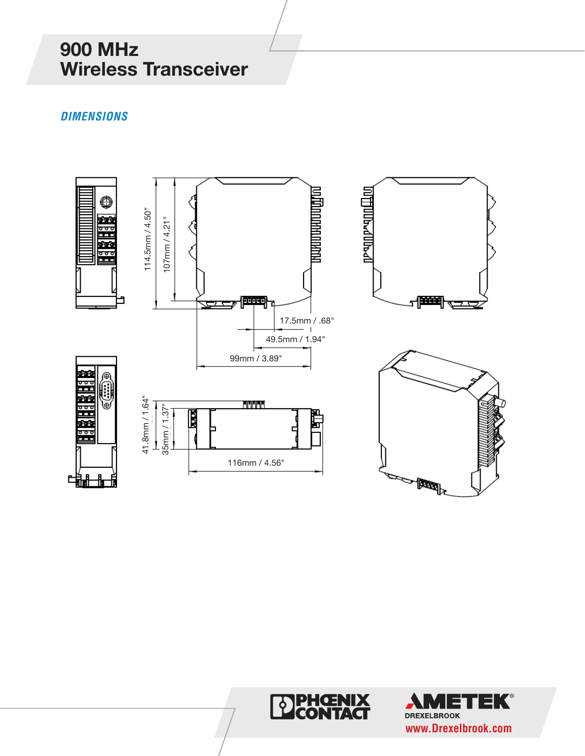# 900 MHz Wireless Transceiver

## DIMENSIONS

114.5mm / 4.50"

107mm / 4.21"

17.5mm / .68"

49.5mm / 1.94"

99mm / 3.89"

41.8mm / 1.64"

35mm / 1.37"

116mm / 4.56"

www.Drexelbrook.com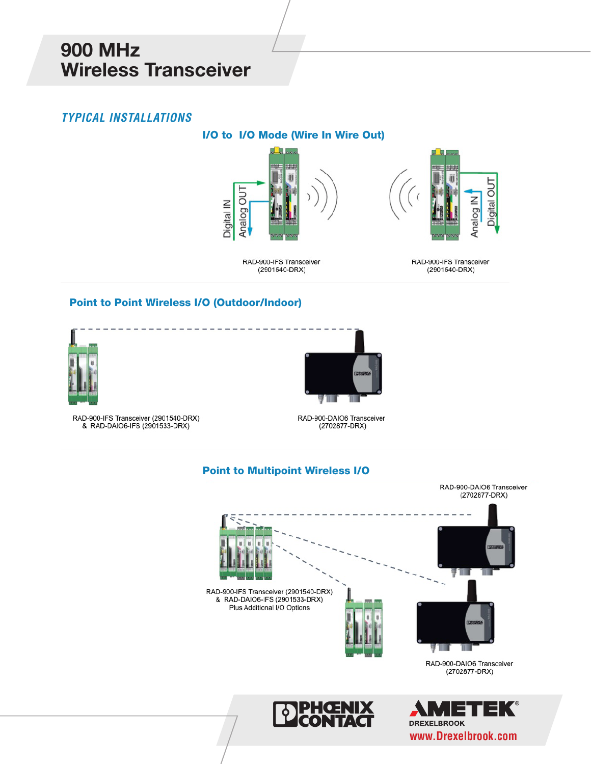# 900 MHz Wireless Transceiver

## *TYPICAL INSTALLATIONS*

### I/O to I/O Mode (Wire In Wire Out)

Digital IN

Analog OUT

RAD-900-IFS Transceiver
(2901540-DRX)

Analog IN

Digital OUT

RAD-900-IFS Transceiver
(2901540-DRX)

### Point to Point Wireless I/O (Outdoor/Indoor)

RAD-900-IFS Transceiver (2901540-DRX)
& RAD-DAIO6-IFS (2901533-DRX)

RAD-900-DAIO6 Transceiver
(2702877-DRX)

### Point to Multipoint Wireless I/O

RAD-900-DAIO6 Transceiver
(2702877-DRX)

RAD-900-IFS Transceiver (2901540-DRX)
& RAD-DAIO6-IFS (2901533-DRX)
Plus Additional I/O Options

RAD-900-DAIO6 Transceiver
(2702877-DRX)

PHOENIX CONTACT

AMETEK®
DREXELBROOK
www.Drexelbrook.com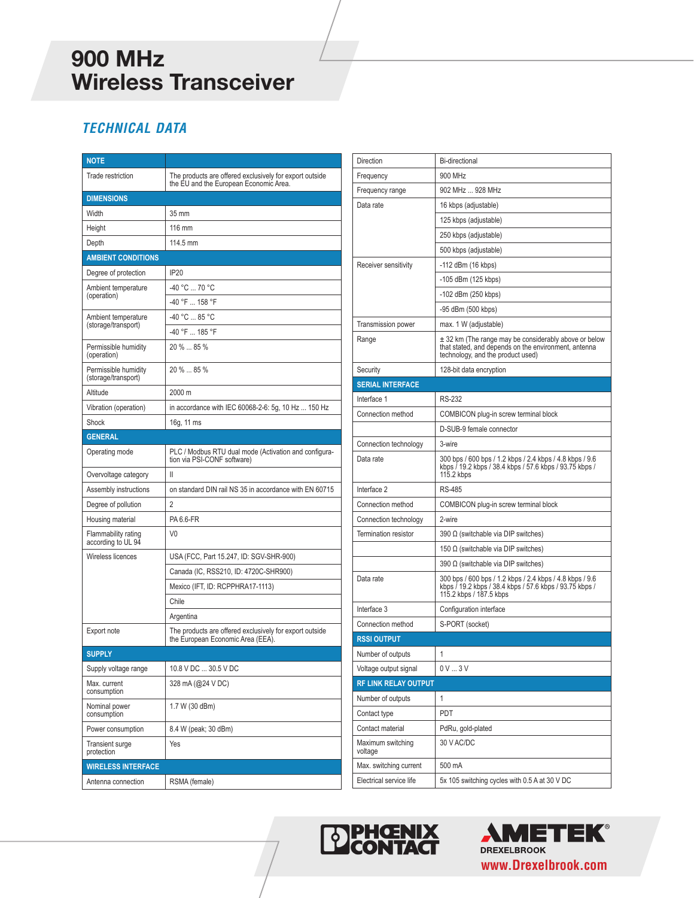# 900 MHz Wireless Transceiver

## TECHNICAL DATA

| NOTE | |
|---|---|
| Trade restriction | The products are offered exclusively for export outside the EU and the European Economic Area. |
| **DIMENSIONS** | |
| Width | 35 mm |
| Height | 116 mm |
| Depth | 114.5 mm |
| **AMBIENT CONDITIONS** | |
| Degree of protection | IP20 |
| Ambient temperature (operation) | -40 °C ... 70 °C |
| | -40 °F ... 158 °F |
| Ambient temperature (storage/transport) | -40 °C ... 85 °C |
| | -40 °F ... 185 °F |
| Permissible humidity (operation) | 20 % ... 85 % |
| Permissible humidity (storage/transport) | 20 % ... 85 % |
| Altitude | 2000 m |
| Vibration (operation) | in accordance with IEC 60068-2-6: 5g, 10 Hz ... 150 Hz |
| Shock | 16g, 11 ms |
| **GENERAL** | |
| Operating mode | PLC / Modbus RTU dual mode (Activation and configuration via PSI-CONF software) |
| Overvoltage category | II |
| Assembly instructions | on standard DIN rail NS 35 in accordance with EN 60715 |
| Degree of pollution | 2 |
| Housing material | PA 6.6-FR |
| Flammability rating according to UL 94 | V0 |
| Wireless licences | USA (FCC, Part 15.247, ID: SGV-SHR-900) |
| | Canada (IC, RSS210, ID: 4720C-SHR900) |
| | Mexico (IFT, ID: RCPPHRA17-1113) |
| | Chile |
| | Argentina |
| Export note | The products are offered exclusively for export outside the European Economic Area (EEA). |
| **SUPPLY** | |
| Supply voltage range | 10.8 V DC ... 30.5 V DC |
| Max. current consumption | 328 mA (@24 V DC) |
| Nominal power consumption | 1.7 W (30 dBm) |
| Power consumption | 8.4 W (peak; 30 dBm) |
| Transient surge protection | Yes |
| **WIRELESS INTERFACE** | |
| Antenna connection | RSMA (female) |

| Direction | Bi-directional |
|---|---|
| Frequency | 900 MHz |
| Frequency range | 902 MHz ... 928 MHz |
| Data rate | 16 kbps (adjustable) |
| | 125 kbps (adjustable) |
| | 250 kbps (adjustable) |
| | 500 kbps (adjustable) |
| Receiver sensitivity | -112 dBm (16 kbps) |
| | -105 dBm (125 kbps) |
| | -102 dBm (250 kbps) |
| | -95 dBm (500 kbps) |
| Transmission power | max. 1 W (adjustable) |
| Range | ± 32 km (The range may be considerably above or below that stated, and depends on the environment, antenna technology, and the product used) |
| Security | 128-bit data encryption |
| **SERIAL INTERFACE** | |
| Interface 1 | RS-232 |
| Connection method | COMBICON plug-in screw terminal block |
| | D-SUB-9 female connector |
| Connection technology | 3-wire |
| Data rate | 300 bps / 600 bps / 1.2 kbps / 2.4 kbps / 4.8 kbps / 9.6 kbps / 19.2 kbps / 38.4 kbps / 57.6 kbps / 93.75 kbps / 115.2 kbps |
| Interface 2 | RS-485 |
| Connection method | COMBICON plug-in screw terminal block |
| Connection technology | 2-wire |
| Termination resistor | 390 Ω (switchable via DIP switches) |
| | 150 Ω (switchable via DIP switches) |
| | 390 Ω (switchable via DIP switches) |
| Data rate | 300 bps / 600 bps / 1.2 kbps / 2.4 kbps / 4.8 kbps / 9.6 kbps / 19.2 kbps / 38.4 kbps / 57.6 kbps / 93.75 kbps / 115.2 kbps / 187.5 kbps |
| Interface 3 | Configuration interface |
| Connection method | S-PORT (socket) |
| **RSSI OUTPUT** | |
| Number of outputs | 1 |
| Voltage output signal | 0 V ... 3 V |
| **RF LINK RELAY OUTPUT** | |
| Number of outputs | 1 |
| Contact type | PDT |
| Contact material | PdRu, gold-plated |
| Maximum switching voltage | 30 V AC/DC |
| Max. switching current | 500 mA |
| Electrical service life | 5x 105 switching cycles with 0.5 A at 30 V DC |

PHOENIX CONTACT

AMETEK® DREXELBROOK

www.Drexelbrook.com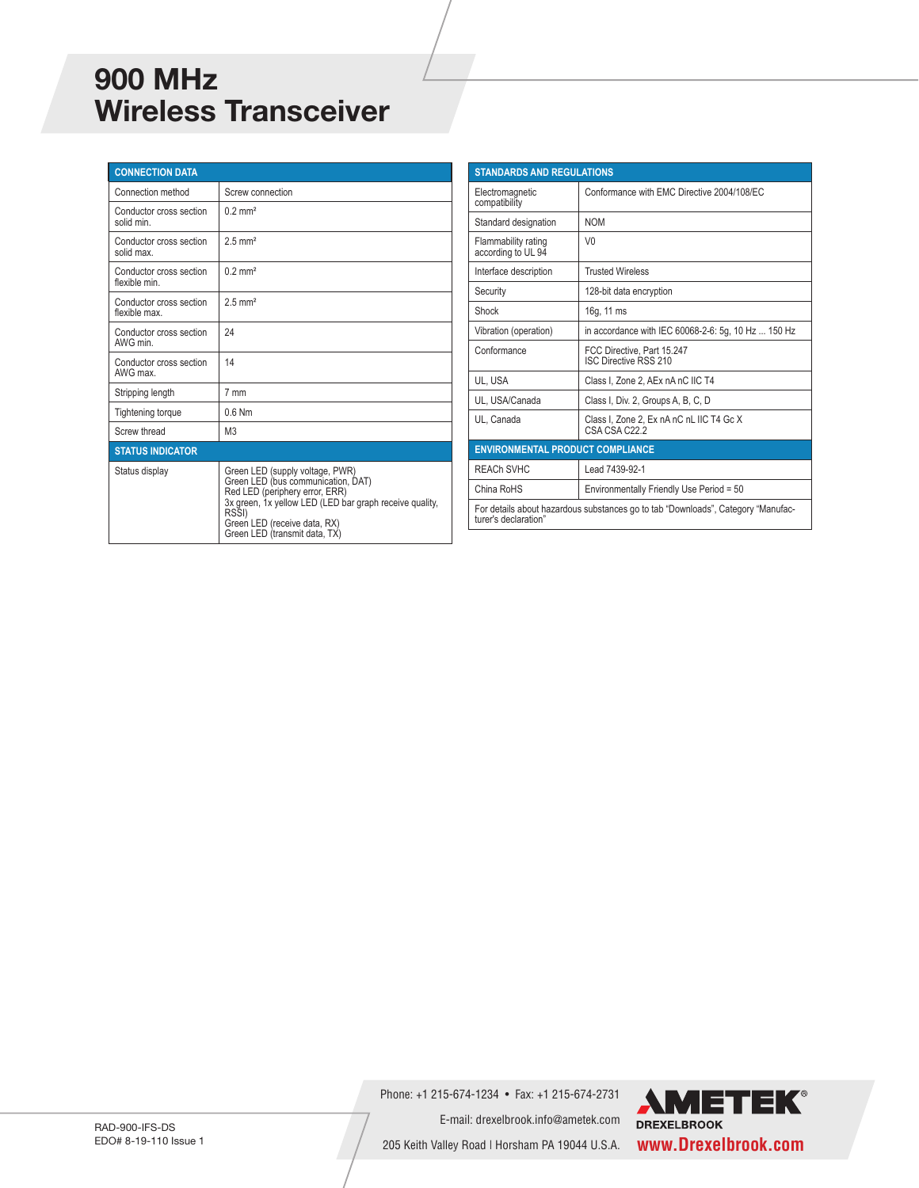# 900 MHz Wireless Transceiver

| CONNECTION DATA | |
|---|---|
| Connection method | Screw connection |
| Conductor cross section solid min. | 0.2 mm² |
| Conductor cross section solid max. | 2.5 mm² |
| Conductor cross section flexible min. | 0.2 mm² |
| Conductor cross section flexible max. | 2.5 mm² |
| Conductor cross section AWG min. | 24 |
| Conductor cross section AWG max. | 14 |
| Stripping length | 7 mm |
| Tightening torque | 0.6 Nm |
| Screw thread | M3 |
| **STATUS INDICATOR** | |
| Status display | Green LED (supply voltage, PWR)<br>Green LED (bus communication, DAT)<br>Red LED (periphery error, ERR)<br>3x green, 1x yellow LED (LED bar graph receive quality, RSSI)<br>Green LED (receive data, RX)<br>Green LED (transmit data, TX) |

| STANDARDS AND REGULATIONS | |
|---|---|
| Electromagnetic compatibility | Conformance with EMC Directive 2004/108/EC |
| Standard designation | NOM |
| Flammability rating according to UL 94 | V0 |
| Interface description | Trusted Wireless |
| Security | 128-bit data encryption |
| Shock | 16g, 11 ms |
| Vibration (operation) | in accordance with IEC 60068-2-6: 5g, 10 Hz ... 150 Hz |
| Conformance | FCC Directive, Part 15.247<br>ISC Directive RSS 210 |
| UL, USA | Class I, Zone 2, AEx nA nC IIC T4 |
| UL, USA/Canada | Class I, Div. 2, Groups A, B, C, D |
| UL, Canada | Class I, Zone 2, Ex nA nC nL IIC T4 Gc X<br>CSA CSA C22.2 |
| **ENVIRONMENTAL PRODUCT COMPLIANCE** | |
| REACh SVHC | Lead 7439-92-1 |
| China RoHS | Environmentally Friendly Use Period = 50 |
| For details about hazardous substances go to tab "Downloads", Category "Manufacturer's declaration" | |

RAD-900-IFS-DS
EDO# 8-19-110 Issue 1

Phone: +1 215-674-1234 • Fax: +1 215-674-2731
E-mail: drexelbrook.info@ametek.com
205 Keith Valley Road | Horsham PA 19044 U.S.A.

AMETEK® DREXELBROOK
www.Drexelbrook.com